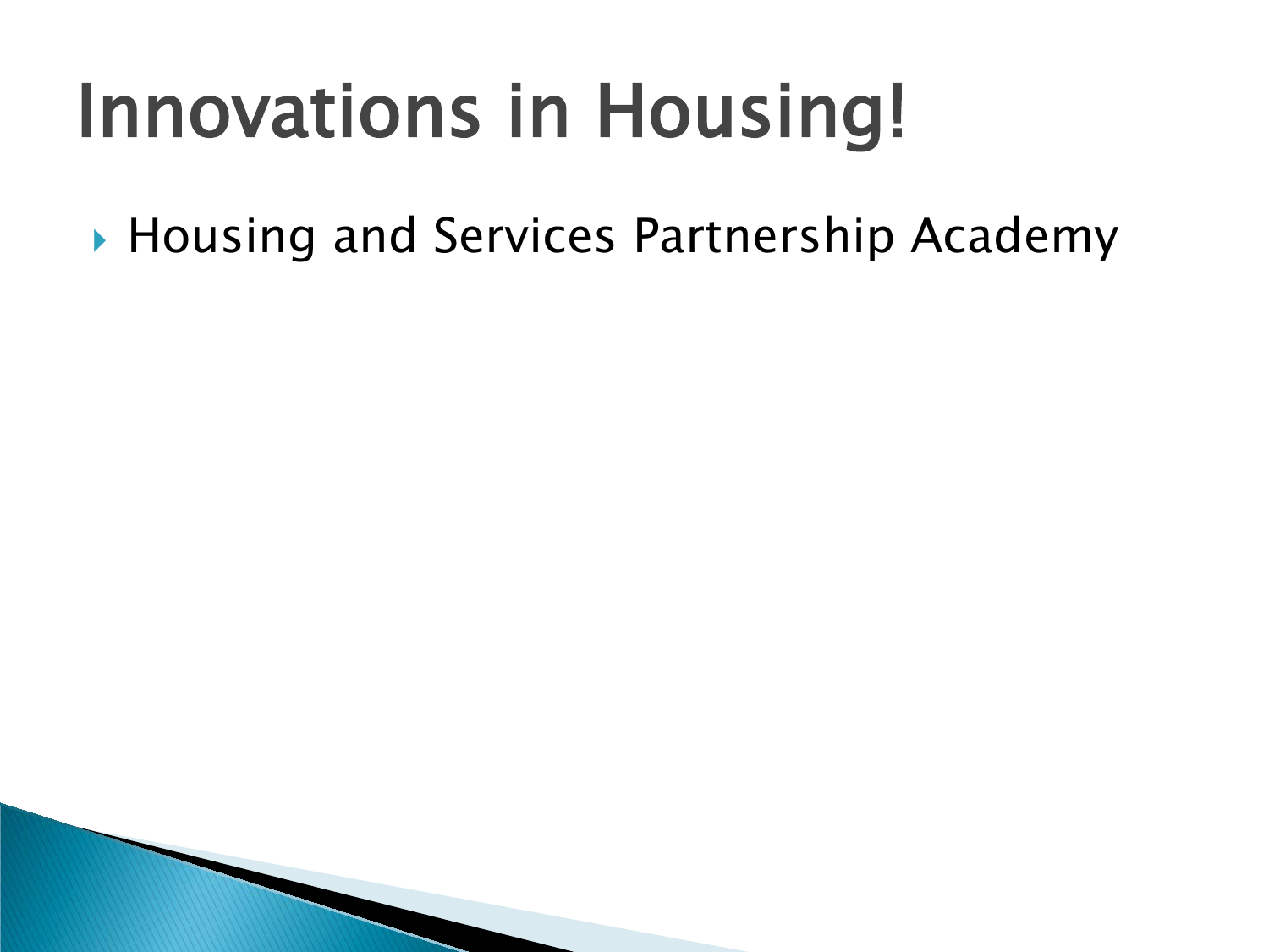# Innovations in Housing!

- Housing and Services Partnership Academy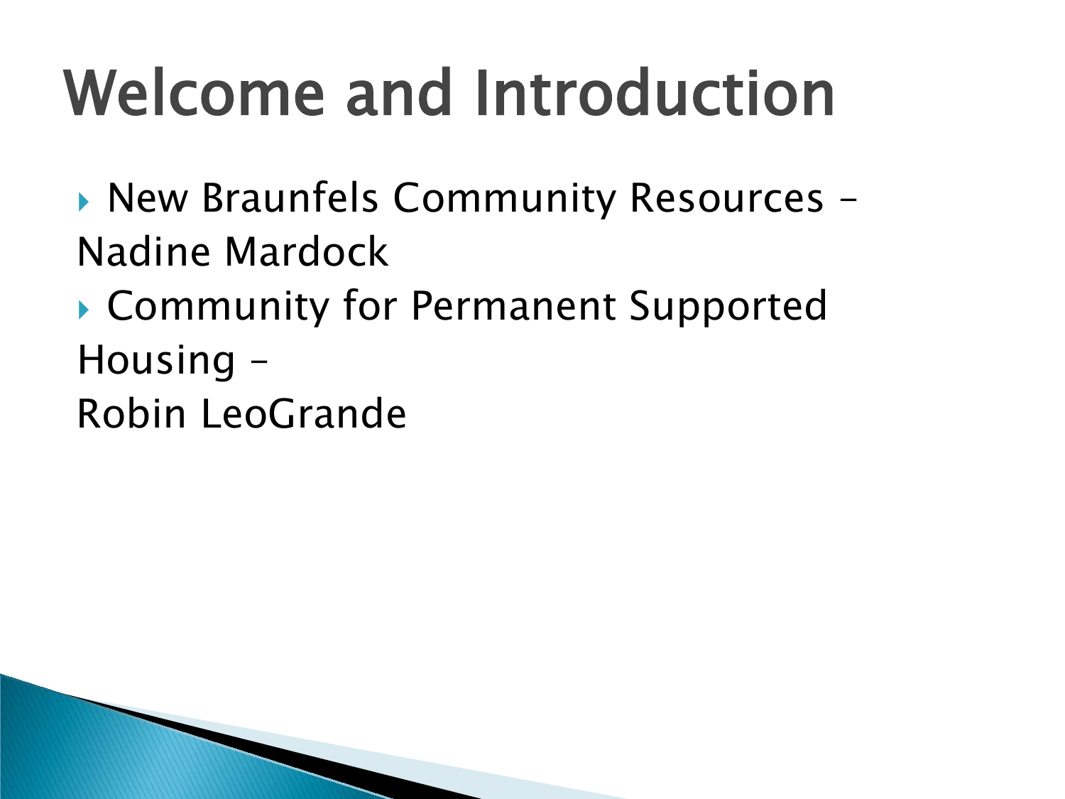# Welcome and Introduction

- New Braunfels Community Resources – Nadine Mardock
- Community for Permanent Supported Housing – Robin LeoGrande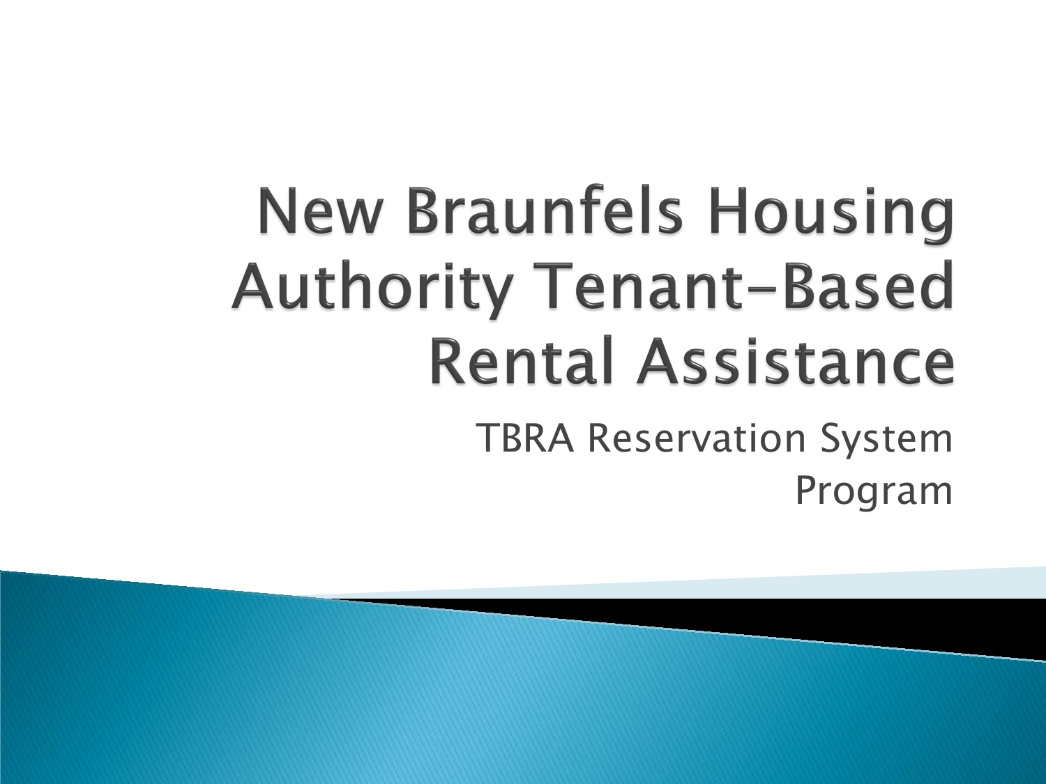# New Braunfels Housing Authority Tenant-Based Rental Assistance

TBRA Reservation System Program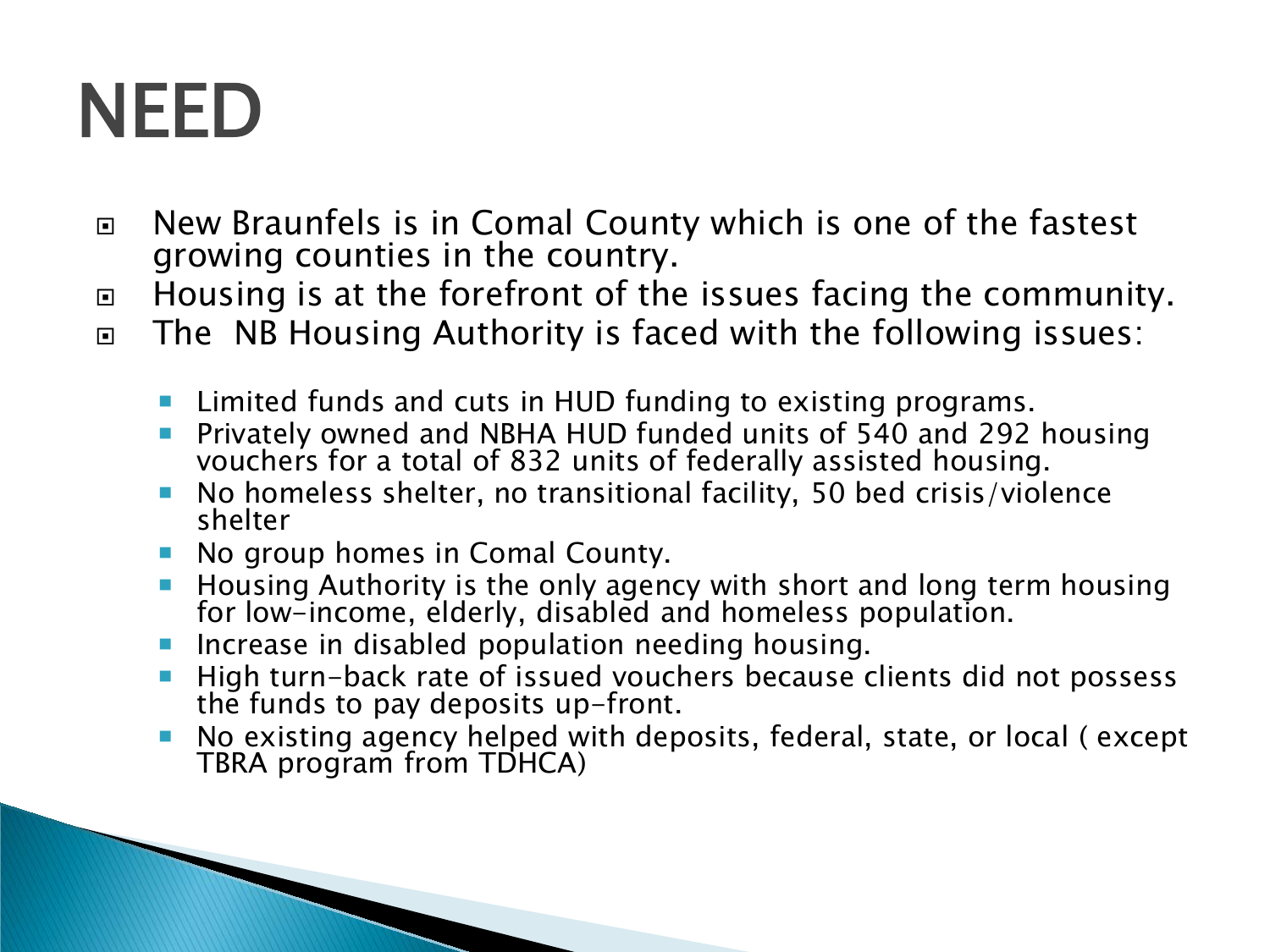# NEED

- New Braunfels is in Comal County which is one of the fastest growing counties in the country.
- Housing is at the forefront of the issues facing the community.
- The NB Housing Authority is faced with the following issues:
  - Limited funds and cuts in HUD funding to existing programs.
  - Privately owned and NBHA HUD funded units of 540 and 292 housing vouchers for a total of 832 units of federally assisted housing.
  - No homeless shelter, no transitional facility, 50 bed crisis/violence shelter
  - No group homes in Comal County.
  - Housing Authority is the only agency with short and long term housing for low-income, elderly, disabled and homeless population.
  - Increase in disabled population needing housing.
  - High turn-back rate of issued vouchers because clients did not possess the funds to pay deposits up-front.
  - No existing agency helped with deposits, federal, state, or local ( except TBRA program from TDHCA)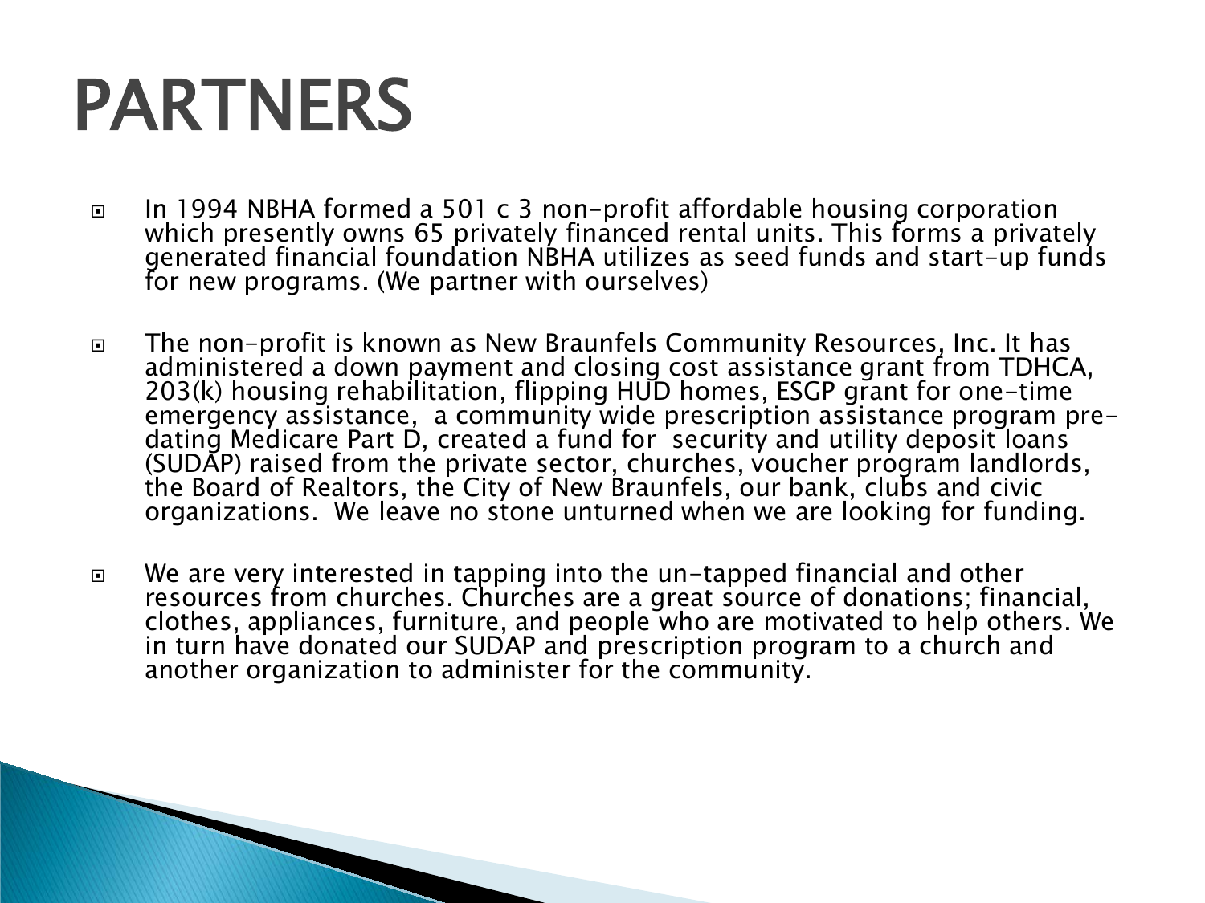# PARTNERS

- In 1994 NBHA formed a 501 c 3 non-profit affordable housing corporation which presently owns 65 privately financed rental units. This forms a privately generated financial foundation NBHA utilizes as seed funds and start-up funds for new programs. (We partner with ourselves)
- The non-profit is known as New Braunfels Community Resources, Inc. It has administered a down payment and closing cost assistance grant from TDHCA, 203(k) housing rehabilitation, flipping HUD homes, ESGP grant for one-time emergency assistance, a community wide prescription assistance program pre-dating Medicare Part D, created a fund for security and utility deposit loans (SUDAP) raised from the private sector, churches, voucher program landlords, the Board of Realtors, the City of New Braunfels, our bank, clubs and civic organizations. We leave no stone unturned when we are looking for funding.
- We are very interested in tapping into the un-tapped financial and other resources from churches. Churches are a great source of donations; financial, clothes, appliances, furniture, and people who are motivated to help others. We in turn have donated our SUDAP and prescription program to a church and another organization to administer for the community.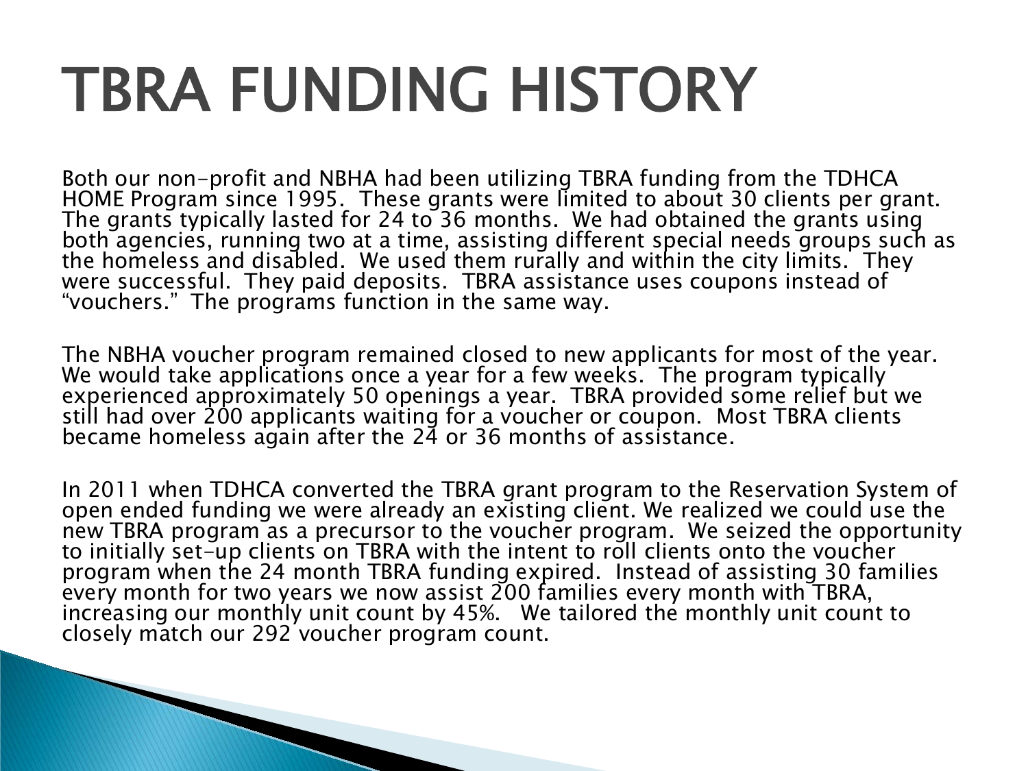# TBRA FUNDING HISTORY

Both our non-profit and NBHA had been utilizing TBRA funding from the TDHCA HOME Program since 1995. These grants were limited to about 30 clients per grant. The grants typically lasted for 24 to 36 months. We had obtained the grants using both agencies, running two at a time, assisting different special needs groups such as the homeless and disabled. We used them rurally and within the city limits. They were successful. They paid deposits. TBRA assistance uses coupons instead of "vouchers." The programs function in the same way.

The NBHA voucher program remained closed to new applicants for most of the year. We would take applications once a year for a few weeks. The program typically experienced approximately 50 openings a year. TBRA provided some relief but we still had over 200 applicants waiting for a voucher or coupon. Most TBRA clients became homeless again after the 24 or 36 months of assistance.

In 2011 when TDHCA converted the TBRA grant program to the Reservation System of open ended funding we were already an existing client. We realized we could use the new TBRA program as a precursor to the voucher program. We seized the opportunity to initially set-up clients on TBRA with the intent to roll clients onto the voucher program when the 24 month TBRA funding expired. Instead of assisting 30 families every month for two years we now assist 200 families every month with TBRA, increasing our monthly unit count by 45%. We tailored the monthly unit count to closely match our 292 voucher program count.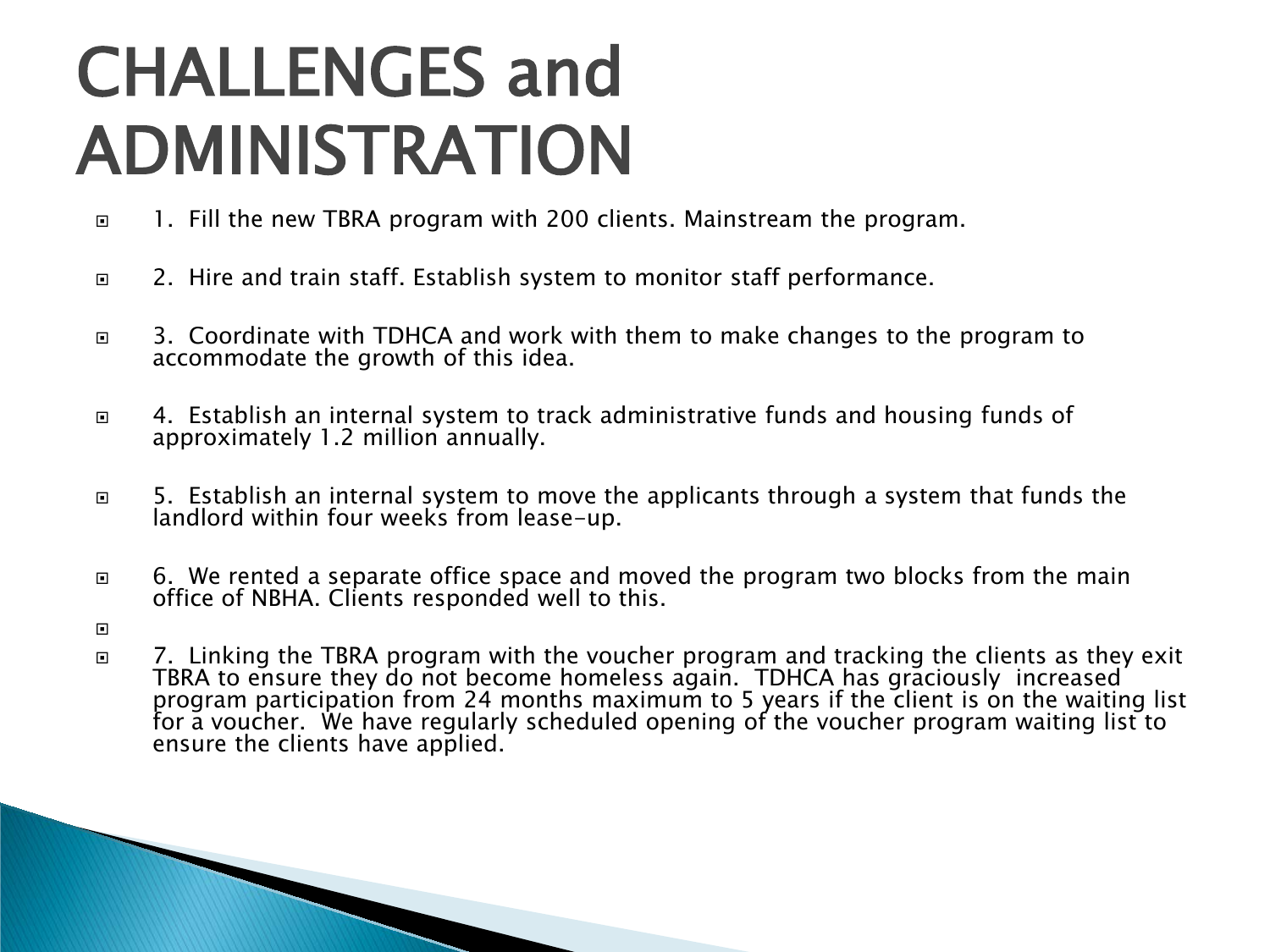# CHALLENGES and ADMINISTRATION

- 1. Fill the new TBRA program with 200 clients. Mainstream the program.
- 2. Hire and train staff. Establish system to monitor staff performance.
- 3. Coordinate with TDHCA and work with them to make changes to the program to accommodate the growth of this idea.
- 4. Establish an internal system to track administrative funds and housing funds of approximately 1.2 million annually.
- 5. Establish an internal system to move the applicants through a system that funds the landlord within four weeks from lease-up.
- 6. We rented a separate office space and moved the program two blocks from the main office of NBHA. Clients responded well to this.
- 7. Linking the TBRA program with the voucher program and tracking the clients as they exit TBRA to ensure they do not become homeless again. TDHCA has graciously increased program participation from 24 months maximum to 5 years if the client is on the waiting list for a voucher. We have regularly scheduled opening of the voucher program waiting list to ensure the clients have applied.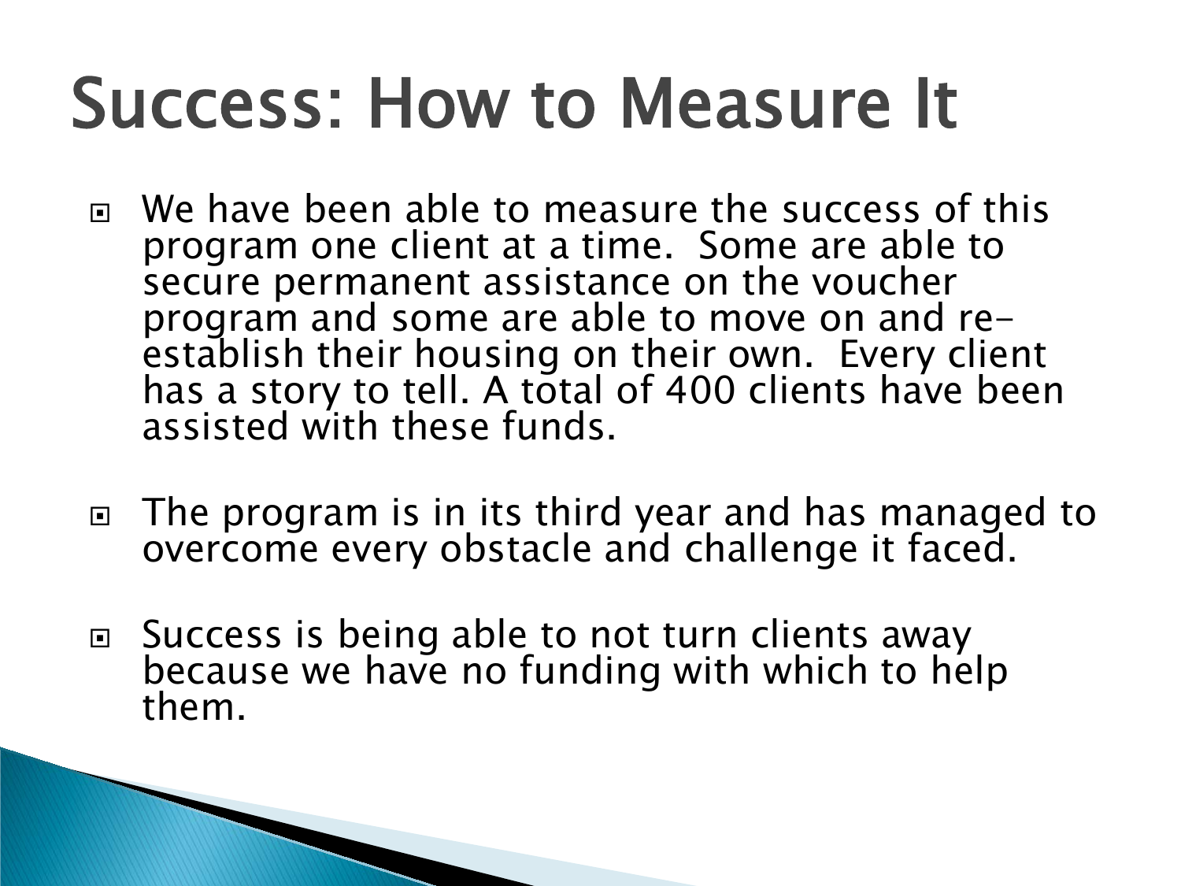# Success: How to Measure It

- We have been able to measure the success of this program one client at a time. Some are able to secure permanent assistance on the voucher program and some are able to move on and re-establish their housing on their own. Every client has a story to tell. A total of 400 clients have been assisted with these funds.

- The program is in its third year and has managed to overcome every obstacle and challenge it faced.

- Success is being able to not turn clients away because we have no funding with which to help them.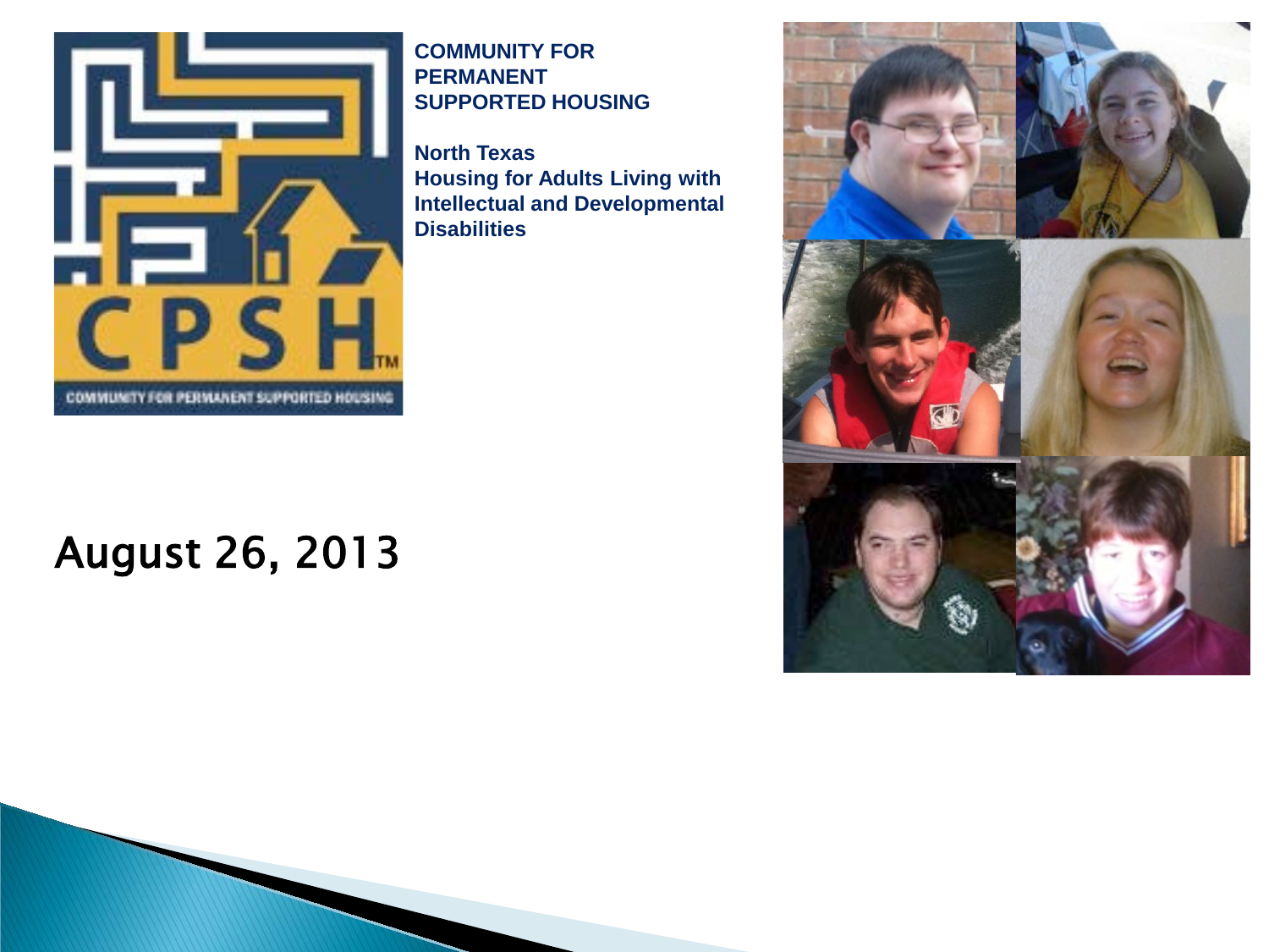**COMMUNITY FOR PERMANENT SUPPORTED HOUSING**

**North Texas**
**Housing for Adults Living with Intellectual and Developmental Disabilities**

August 26, 2013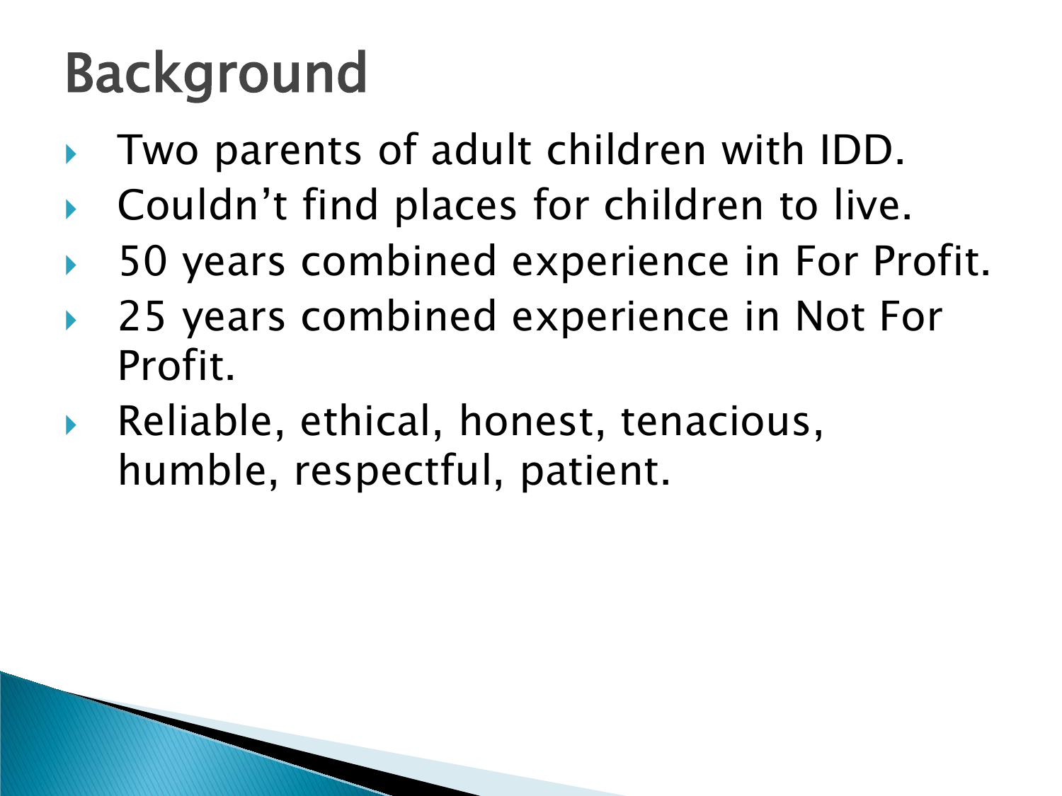# Background

- Two parents of adult children with IDD.
- Couldn't find places for children to live.
- 50 years combined experience in For Profit.
- 25 years combined experience in Not For Profit.
- Reliable, ethical, honest, tenacious, humble, respectful, patient.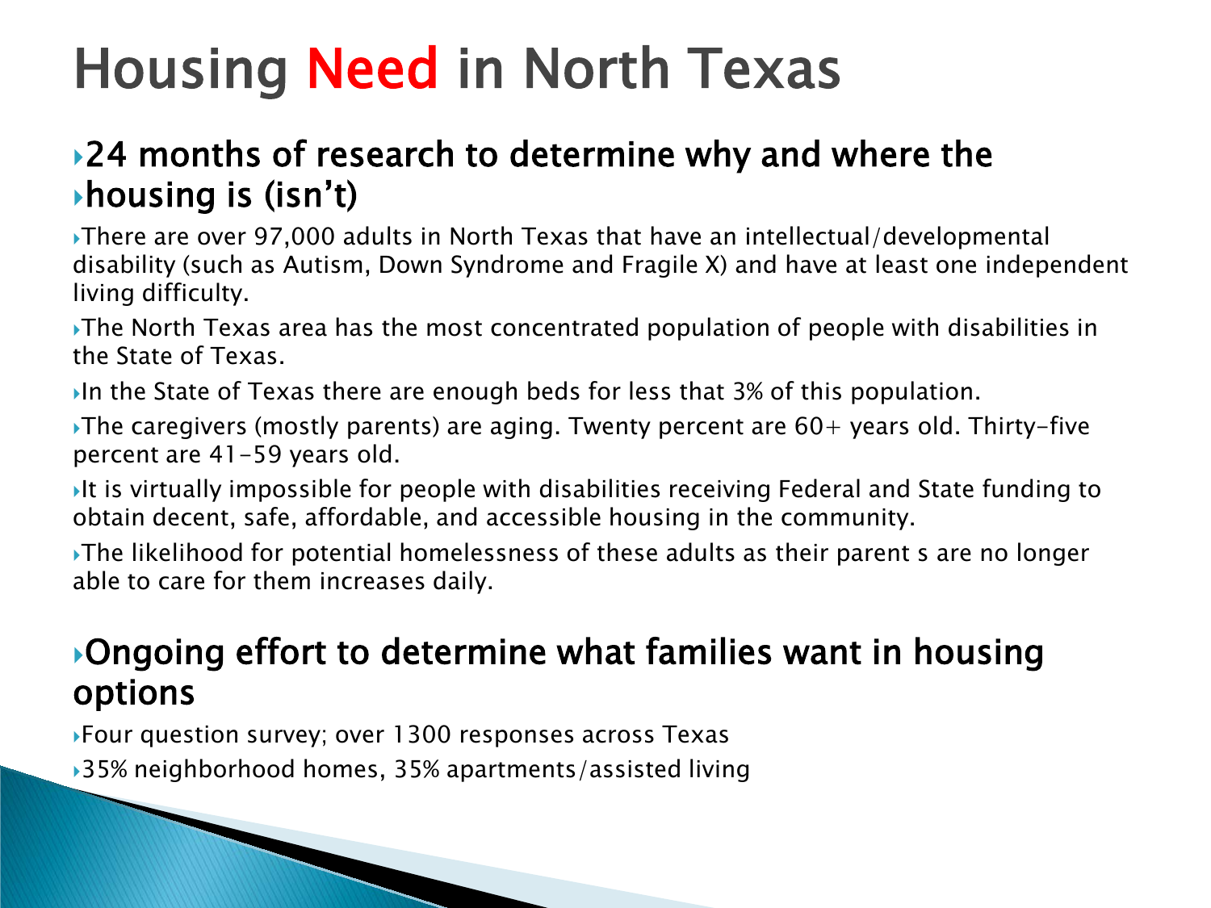# Housing Need in North Texas

## 24 months of research to determine why and where the housing is (isn't)

- There are over 97,000 adults in North Texas that have an intellectual/developmental disability (such as Autism, Down Syndrome and Fragile X) and have at least one independent living difficulty.
- The North Texas area has the most concentrated population of people with disabilities in the State of Texas.
- In the State of Texas there are enough beds for less that 3% of this population.
- The caregivers (mostly parents) are aging. Twenty percent are 60+ years old. Thirty-five percent are 41-59 years old.
- It is virtually impossible for people with disabilities receiving Federal and State funding to obtain decent, safe, affordable, and accessible housing in the community.
- The likelihood for potential homelessness of these adults as their parent s are no longer able to care for them increases daily.

## Ongoing effort to determine what families want in housing options

- Four question survey; over 1300 responses across Texas
- 35% neighborhood homes, 35% apartments/assisted living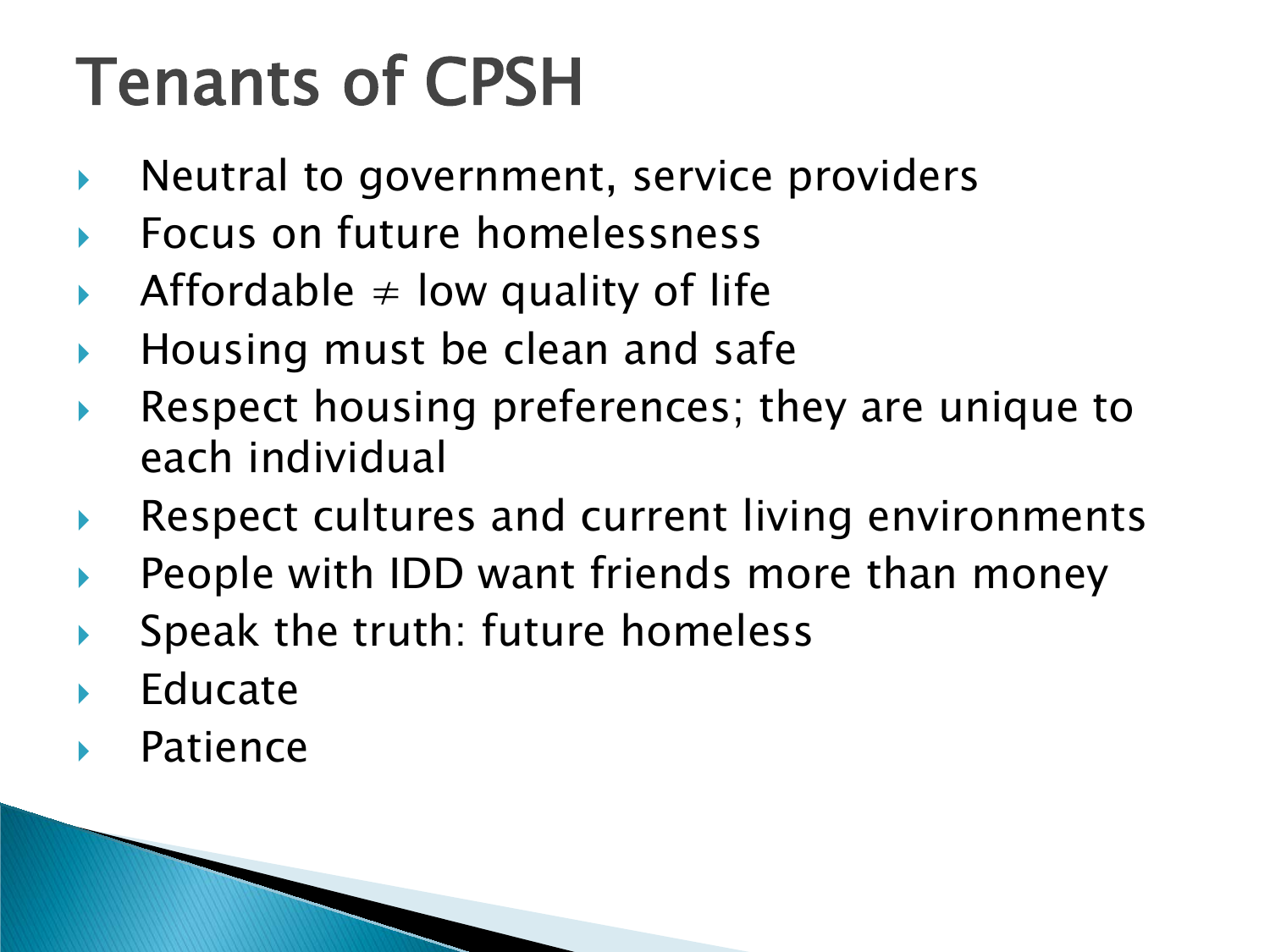# Tenants of CPSH

- Neutral to government, service providers
- Focus on future homelessness
- Affordable ≠ low quality of life
- Housing must be clean and safe
- Respect housing preferences; they are unique to each individual
- Respect cultures and current living environments
- People with IDD want friends more than money
- Speak the truth: future homeless
- Educate
- Patience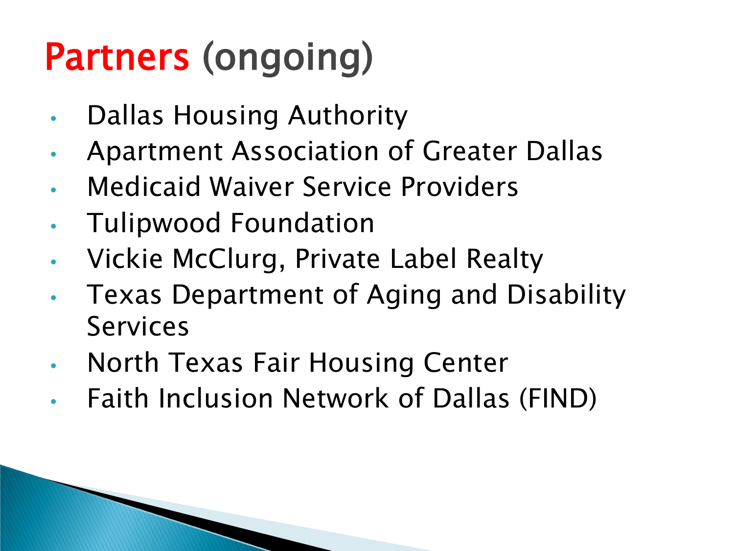# Partners (ongoing)

- Dallas Housing Authority
- Apartment Association of Greater Dallas
- Medicaid Waiver Service Providers
- Tulipwood Foundation
- Vickie McClurg, Private Label Realty
- Texas Department of Aging and Disability Services
- North Texas Fair Housing Center
- Faith Inclusion Network of Dallas (FIND)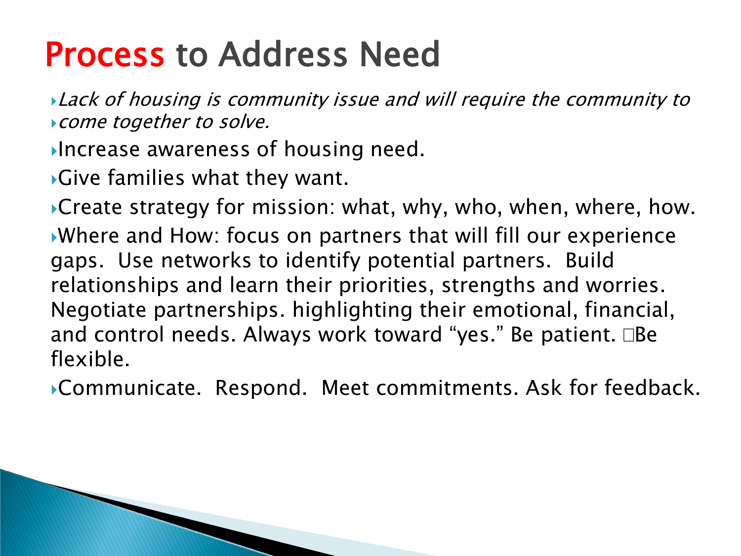# Process to Address Need

- *Lack of housing is community issue and will require the community to*
- *come together to solve.*
- Increase awareness of housing need.
- Give families what they want.
- Create strategy for mission: what, why, who, when, where, how.
- Where and How: focus on partners that will fill our experience gaps. Use networks to identify potential partners. Build relationships and learn their priorities, strengths and worries. Negotiate partnerships. highlighting their emotional, financial, and control needs. Always work toward "yes." Be patient. Be flexible.
- Communicate. Respond. Meet commitments. Ask for feedback.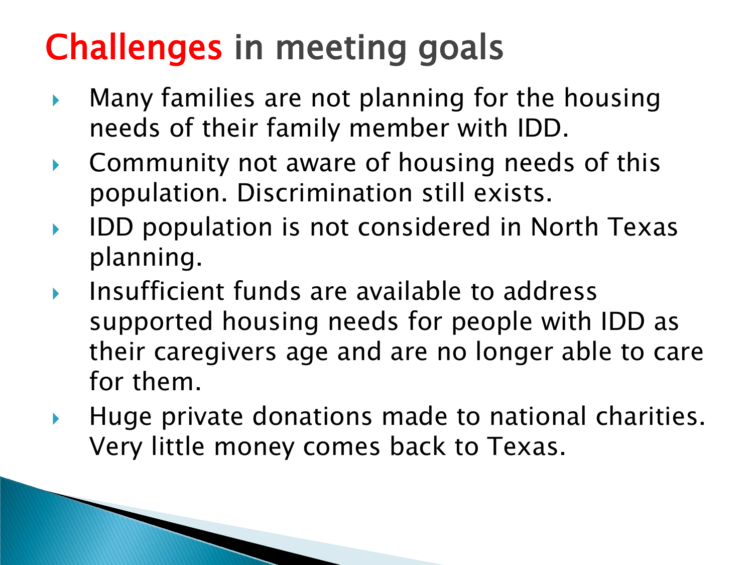# Challenges in meeting goals

- Many families are not planning for the housing needs of their family member with IDD.
- Community not aware of housing needs of this population. Discrimination still exists.
- IDD population is not considered in North Texas planning.
- Insufficient funds are available to address supported housing needs for people with IDD as their caregivers age and are no longer able to care for them.
- Huge private donations made to national charities. Very little money comes back to Texas.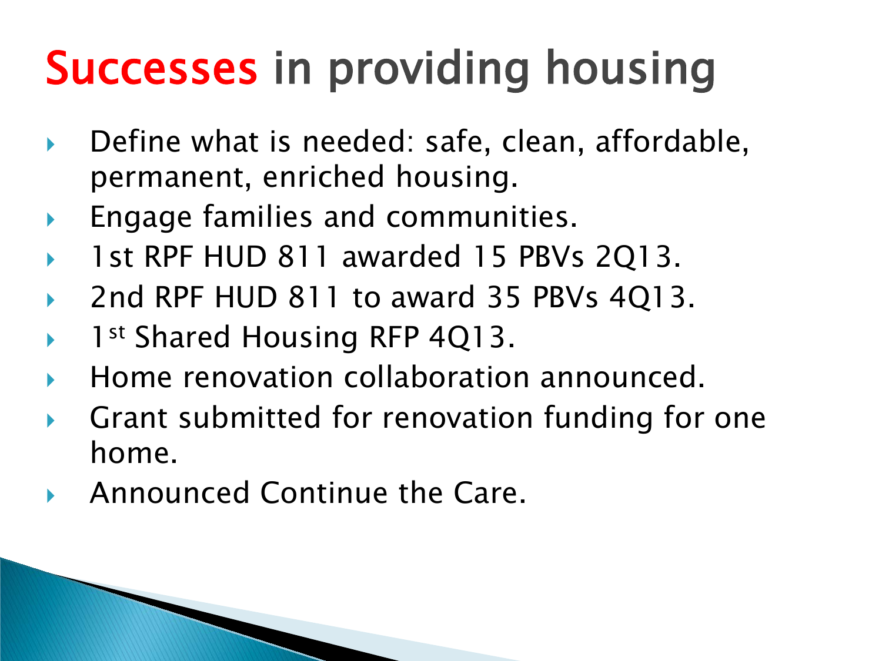# Successes in providing housing

- Define what is needed: safe, clean, affordable, permanent, enriched housing.
- Engage families and communities.
- 1st RPF HUD 811 awarded 15 PBVs 2Q13.
- 2nd RPF HUD 811 to award 35 PBVs 4Q13.
- 1st Shared Housing RFP 4Q13.
- Home renovation collaboration announced.
- Grant submitted for renovation funding for one home.
- Announced Continue the Care.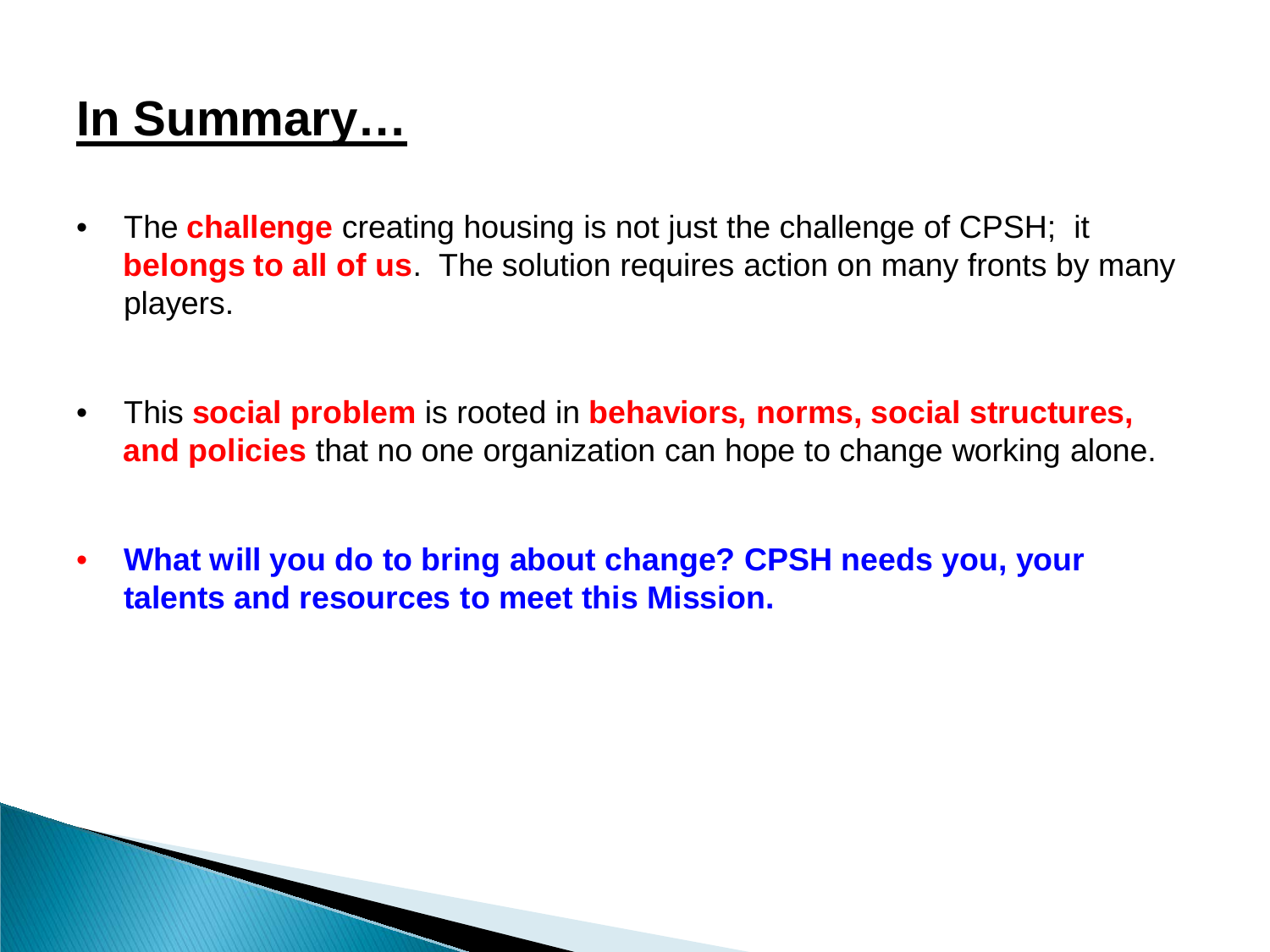# In Summary…

- The **challenge** creating housing is not just the challenge of CPSH;  it **belongs to all of us**.  The solution requires action on many fronts by many players.

- This **social problem** is rooted in **behaviors, norms, social structures, and policies** that no one organization can hope to change working alone.

- **What will you do to bring about change? CPSH needs you, your talents and resources to meet this Mission.**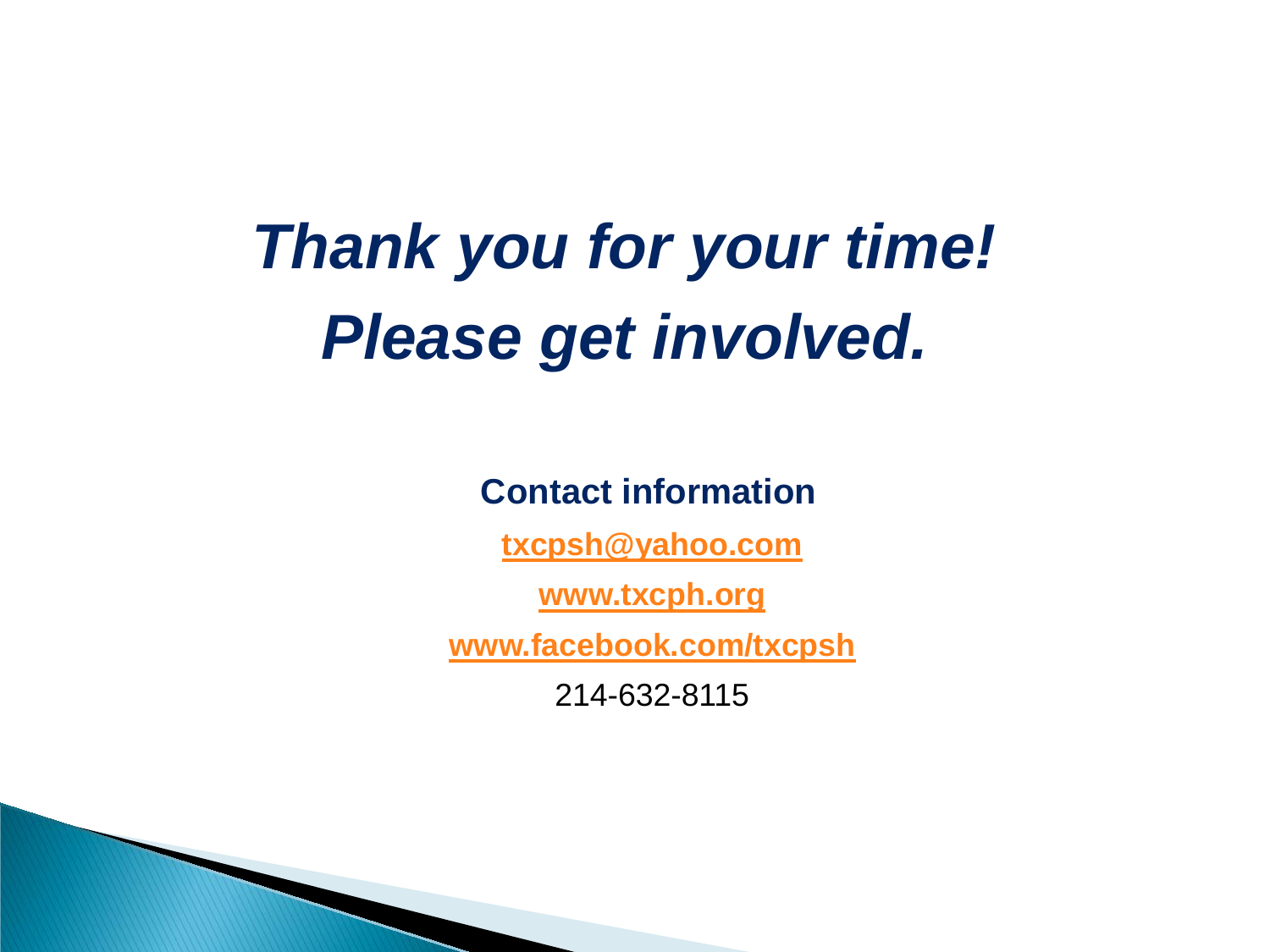# *Thank you for your time!*
# *Please get involved.*

**Contact information**

**txcpsh@yahoo.com**

**www.txcph.org**

**www.facebook.com/txcpsh**

214-632-8115